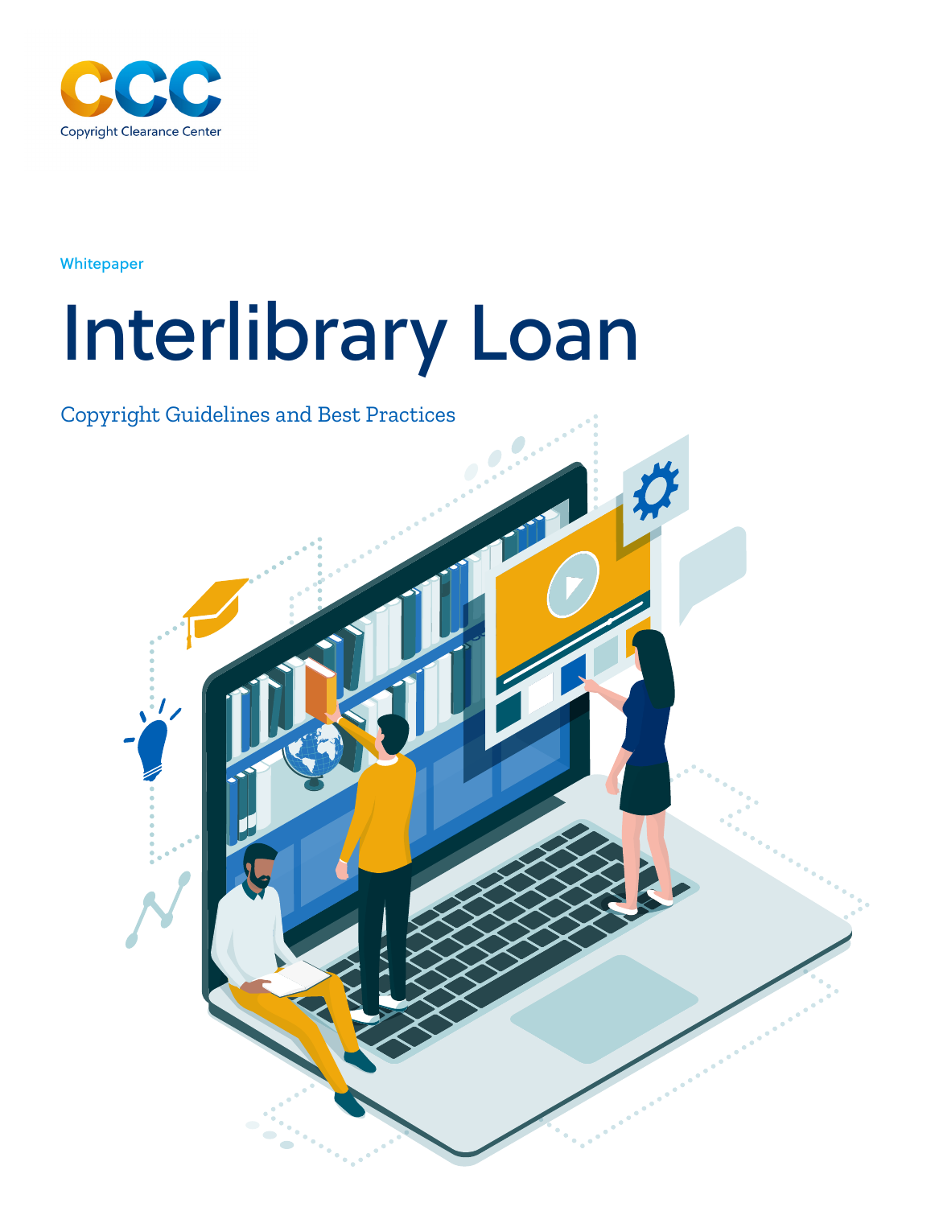Copyright Clearance Center

Whitepaper

# Interlibrary Loan

## Copyright Guidelines and Best Practices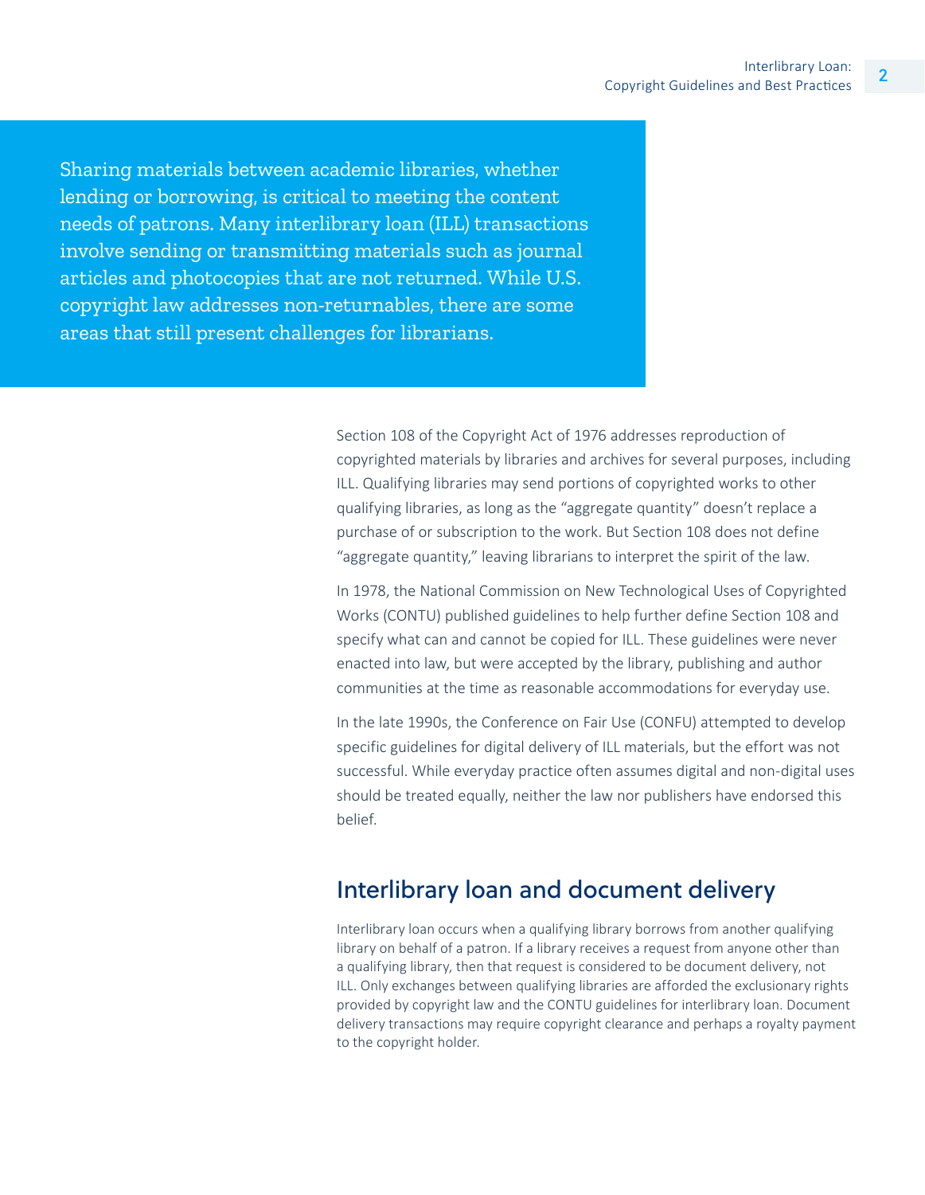Sharing materials between academic libraries, whether lending or borrowing, is critical to meeting the content needs of patrons. Many interlibrary loan (ILL) transactions involve sending or transmitting materials such as journal articles and photocopies that are not returned. While U.S. copyright law addresses non-returnables, there are some areas that still present challenges for librarians.

Section 108 of the Copyright Act of 1976 addresses reproduction of copyrighted materials by libraries and archives for several purposes, including ILL. Qualifying libraries may send portions of copyrighted works to other qualifying libraries, as long as the "aggregate quantity" doesn't replace a purchase of or subscription to the work. But Section 108 does not define "aggregate quantity," leaving librarians to interpret the spirit of the law.

In 1978, the National Commission on New Technological Uses of Copyrighted Works (CONTU) published guidelines to help further define Section 108 and specify what can and cannot be copied for ILL. These guidelines were never enacted into law, but were accepted by the library, publishing and author communities at the time as reasonable accommodations for everyday use.

In the late 1990s, the Conference on Fair Use (CONFU) attempted to develop specific guidelines for digital delivery of ILL materials, but the effort was not successful. While everyday practice often assumes digital and non-digital uses should be treated equally, neither the law nor publishers have endorsed this belief.

## Interlibrary loan and document delivery

Interlibrary loan occurs when a qualifying library borrows from another qualifying library on behalf of a patron. If a library receives a request from anyone other than a qualifying library, then that request is considered to be document delivery, not ILL. Only exchanges between qualifying libraries are afforded the exclusionary rights provided by copyright law and the CONTU guidelines for interlibrary loan. Document delivery transactions may require copyright clearance and perhaps a royalty payment to the copyright holder.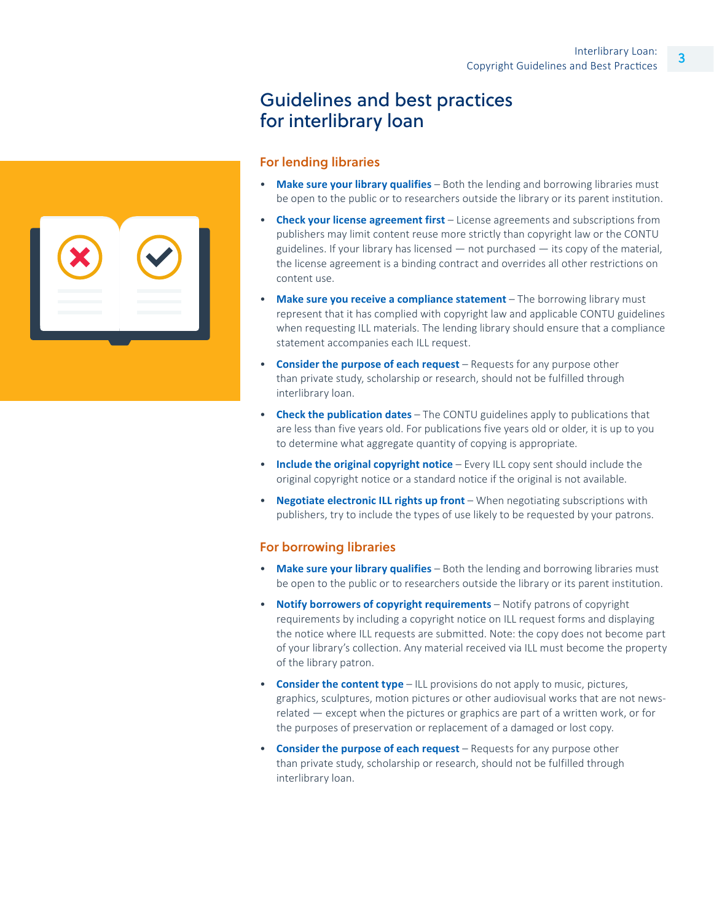# Guidelines and best practices for interlibrary loan

## For lending libraries

- **Make sure your library qualifies** – Both the lending and borrowing libraries must be open to the public or to researchers outside the library or its parent institution.
- **Check your license agreement first** – License agreements and subscriptions from publishers may limit content reuse more strictly than copyright law or the CONTU guidelines. If your library has licensed — not purchased — its copy of the material, the license agreement is a binding contract and overrides all other restrictions on content use.
- **Make sure you receive a compliance statement** – The borrowing library must represent that it has complied with copyright law and applicable CONTU guidelines when requesting ILL materials. The lending library should ensure that a compliance statement accompanies each ILL request.
- **Consider the purpose of each request** – Requests for any purpose other than private study, scholarship or research, should not be fulfilled through interlibrary loan.
- **Check the publication dates** – The CONTU guidelines apply to publications that are less than five years old. For publications five years old or older, it is up to you to determine what aggregate quantity of copying is appropriate.
- **Include the original copyright notice** – Every ILL copy sent should include the original copyright notice or a standard notice if the original is not available.
- **Negotiate electronic ILL rights up front** – When negotiating subscriptions with publishers, try to include the types of use likely to be requested by your patrons.

## For borrowing libraries

- **Make sure your library qualifies** – Both the lending and borrowing libraries must be open to the public or to researchers outside the library or its parent institution.
- **Notify borrowers of copyright requirements** – Notify patrons of copyright requirements by including a copyright notice on ILL request forms and displaying the notice where ILL requests are submitted. Note: the copy does not become part of your library's collection. Any material received via ILL must become the property of the library patron.
- **Consider the content type** – ILL provisions do not apply to music, pictures, graphics, sculptures, motion pictures or other audiovisual works that are not news-related — except when the pictures or graphics are part of a written work, or for the purposes of preservation or replacement of a damaged or lost copy.
- **Consider the purpose of each request** – Requests for any purpose other than private study, scholarship or research, should not be fulfilled through interlibrary loan.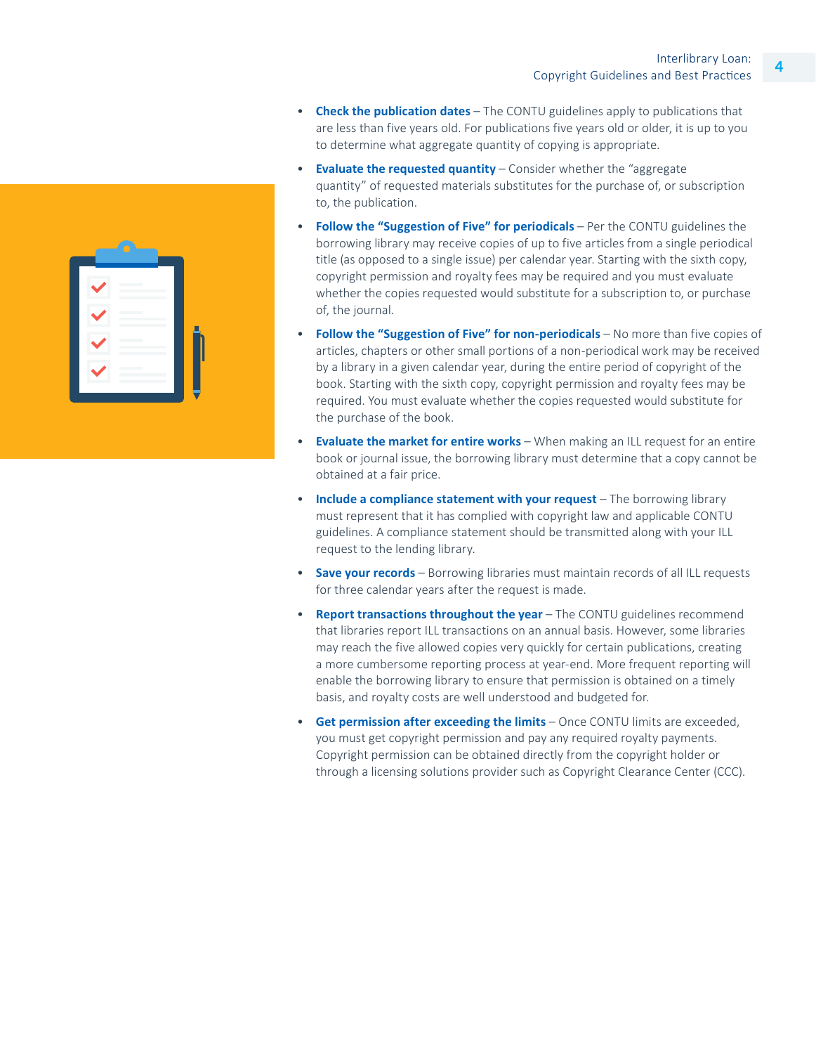- **Check the publication dates** – The CONTU guidelines apply to publications that are less than five years old. For publications five years old or older, it is up to you to determine what aggregate quantity of copying is appropriate.
- **Evaluate the requested quantity** – Consider whether the "aggregate quantity" of requested materials substitutes for the purchase of, or subscription to, the publication.
- **Follow the "Suggestion of Five" for periodicals** – Per the CONTU guidelines the borrowing library may receive copies of up to five articles from a single periodical title (as opposed to a single issue) per calendar year. Starting with the sixth copy, copyright permission and royalty fees may be required and you must evaluate whether the copies requested would substitute for a subscription to, or purchase of, the journal.
- **Follow the "Suggestion of Five" for non-periodicals** – No more than five copies of articles, chapters or other small portions of a non-periodical work may be received by a library in a given calendar year, during the entire period of copyright of the book. Starting with the sixth copy, copyright permission and royalty fees may be required. You must evaluate whether the copies requested would substitute for the purchase of the book.
- **Evaluate the market for entire works** – When making an ILL request for an entire book or journal issue, the borrowing library must determine that a copy cannot be obtained at a fair price.
- **Include a compliance statement with your request** – The borrowing library must represent that it has complied with copyright law and applicable CONTU guidelines. A compliance statement should be transmitted along with your ILL request to the lending library.
- **Save your records** – Borrowing libraries must maintain records of all ILL requests for three calendar years after the request is made.
- **Report transactions throughout the year** – The CONTU guidelines recommend that libraries report ILL transactions on an annual basis. However, some libraries may reach the five allowed copies very quickly for certain publications, creating a more cumbersome reporting process at year-end. More frequent reporting will enable the borrowing library to ensure that permission is obtained on a timely basis, and royalty costs are well understood and budgeted for.
- **Get permission after exceeding the limits** – Once CONTU limits are exceeded, you must get copyright permission and pay any required royalty payments. Copyright permission can be obtained directly from the copyright holder or through a licensing solutions provider such as Copyright Clearance Center (CCC).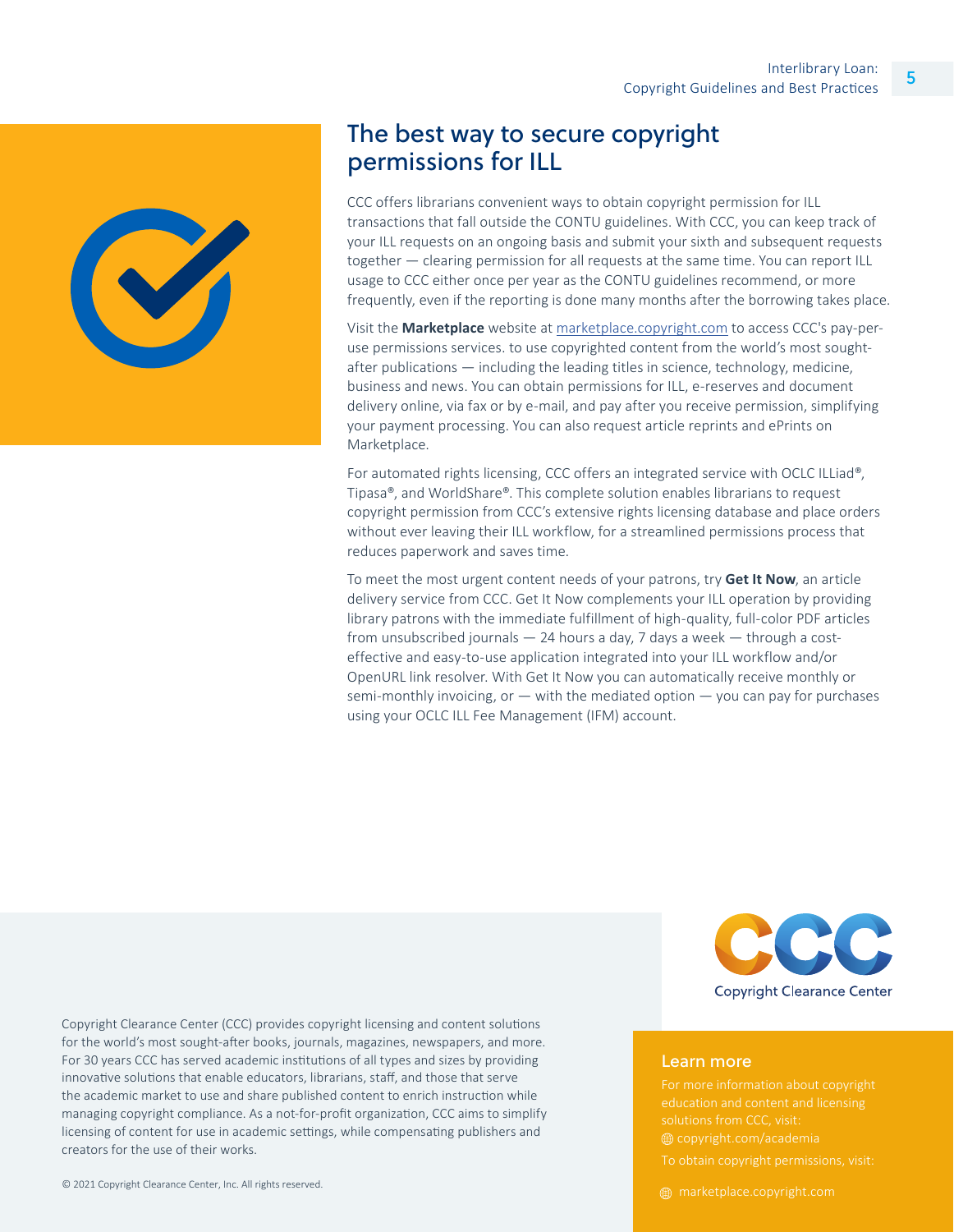## The best way to secure copyright permissions for ILL

CCC offers librarians convenient ways to obtain copyright permission for ILL transactions that fall outside the CONTU guidelines. With CCC, you can keep track of your ILL requests on an ongoing basis and submit your sixth and subsequent requests together — clearing permission for all requests at the same time. You can report ILL usage to CCC either once per year as the CONTU guidelines recommend, or more frequently, even if the reporting is done many months after the borrowing takes place.

Visit the **Marketplace** website at [marketplace.copyright.com](marketplace.copyright.com) to access CCC's pay-per-use permissions services. to use copyrighted content from the world's most sought-after publications — including the leading titles in science, technology, medicine, business and news. You can obtain permissions for ILL, e-reserves and document delivery online, via fax or by e-mail, and pay after you receive permission, simplifying your payment processing. You can also request article reprints and ePrints on Marketplace.

For automated rights licensing, CCC offers an integrated service with OCLC ILLiad®, Tipasa®, and WorldShare®. This complete solution enables librarians to request copyright permission from CCC's extensive rights licensing database and place orders without ever leaving their ILL workflow, for a streamlined permissions process that reduces paperwork and saves time.

To meet the most urgent content needs of your patrons, try **Get It Now**, an article delivery service from CCC. Get It Now complements your ILL operation by providing library patrons with the immediate fulfillment of high-quality, full-color PDF articles from unsubscribed journals — 24 hours a day, 7 days a week — through a cost-effective and easy-to-use application integrated into your ILL workflow and/or OpenURL link resolver. With Get It Now you can automatically receive monthly or semi-monthly invoicing, or — with the mediated option — you can pay for purchases using your OCLC ILL Fee Management (IFM) account.

Copyright Clearance Center

Copyright Clearance Center (CCC) provides copyright licensing and content solutions for the world's most sought-after books, journals, magazines, newspapers, and more. For 30 years CCC has served academic institutions of all types and sizes by providing innovative solutions that enable educators, librarians, staff, and those that serve the academic market to use and share published content to enrich instruction while managing copyright compliance. As a not-for-profit organization, CCC aims to simplify licensing of content for use in academic settings, while compensating publishers and creators for the use of their works.

### Learn more

For more information about copyright education and content and licensing solutions from CCC, visit:
copyright.com/academia

To obtain copyright permissions, visit:

marketplace.copyright.com

© 2021 Copyright Clearance Center, Inc. All rights reserved.